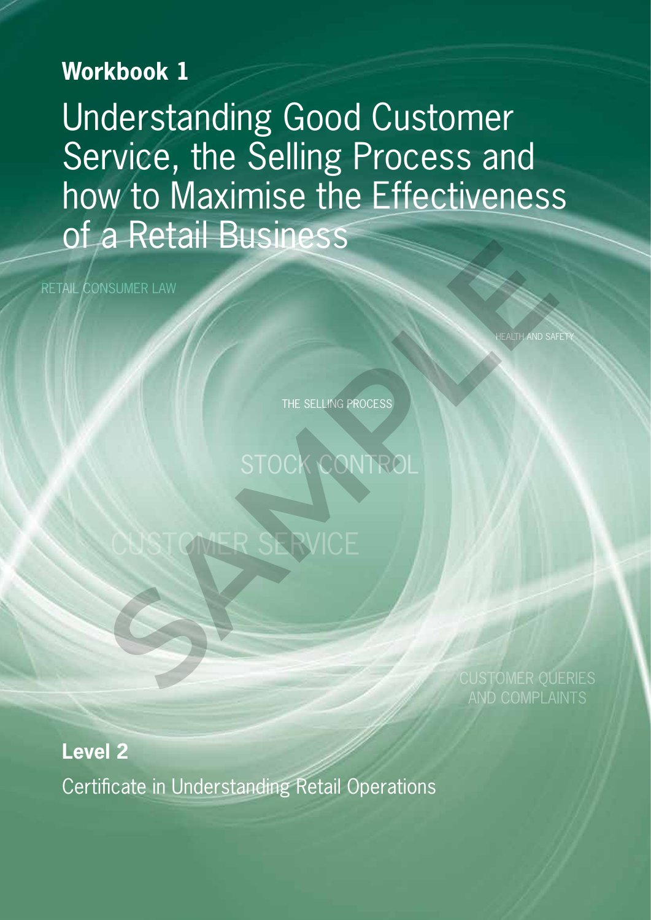**Workbook 1**

# Understanding Good Customer Service, the Selling Process and how to Maximise the Effectiveness of a Retail Business

RETAIL CONSUMER LAW

HEALTH AND SAFETY

THE SELLING PROCESS

STOCK CONTROL

CUSTOMER SERVICE

CUSTOMER QUERIES AND COMPLAINTS

SAMPLE

**Level 2**

Certificate in Understanding Retail Operations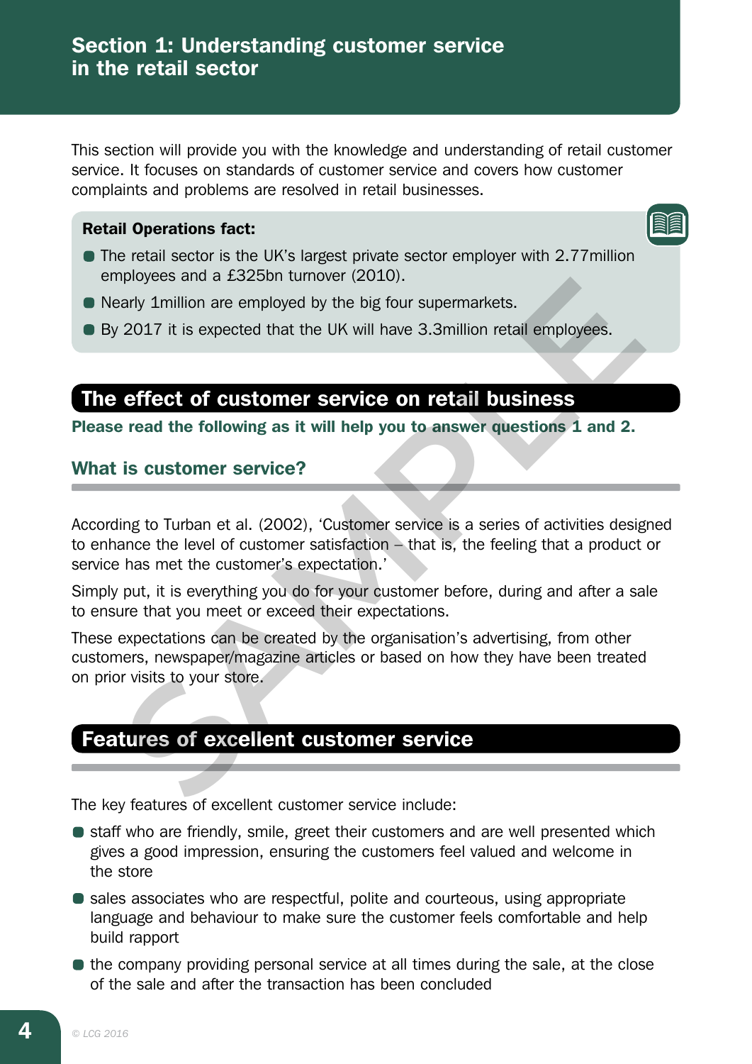# Section 1: Understanding customer service in the retail sector

This section will provide you with the knowledge and understanding of retail customer service. It focuses on standards of customer service and covers how customer complaints and problems are resolved in retail businesses.

**Retail Operations fact:**

- The retail sector is the UK's largest private sector employer with 2.77million employees and a £325bn turnover (2010).
- Nearly 1million are employed by the big four supermarkets.
- By 2017 it is expected that the UK will have 3.3million retail employees.

## The effect of customer service on retail business

**Please read the following as it will help you to answer questions 1 and 2.**

### What is customer service?

According to Turban et al. (2002), 'Customer service is a series of activities designed to enhance the level of customer satisfaction – that is, the feeling that a product or service has met the customer's expectation.'

Simply put, it is everything you do for your customer before, during and after a sale to ensure that you meet or exceed their expectations.

These expectations can be created by the organisation's advertising, from other customers, newspaper/magazine articles or based on how they have been treated on prior visits to your store.

## Features of excellent customer service

The key features of excellent customer service include:

- staff who are friendly, smile, greet their customers and are well presented which gives a good impression, ensuring the customers feel valued and welcome in the store
- sales associates who are respectful, polite and courteous, using appropriate language and behaviour to make sure the customer feels comfortable and help build rapport
- the company providing personal service at all times during the sale, at the close of the sale and after the transaction has been concluded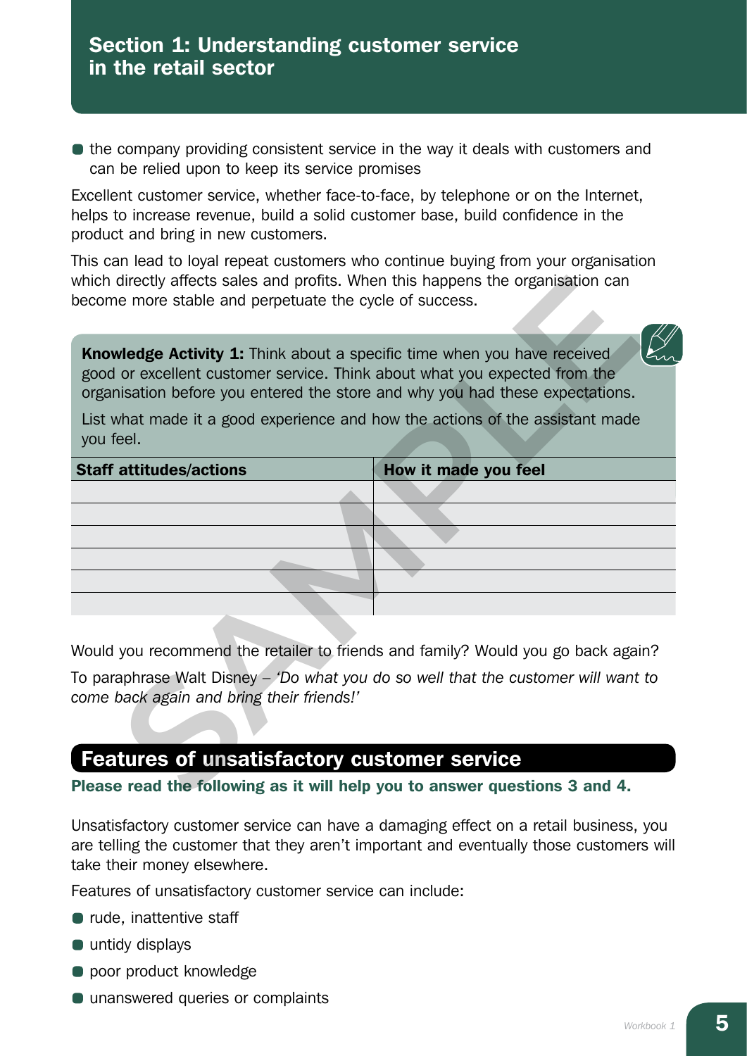## Section 1: Understanding customer service in the retail sector

- the company providing consistent service in the way it deals with customers and can be relied upon to keep its service promises

Excellent customer service, whether face-to-face, by telephone or on the Internet, helps to increase revenue, build a solid customer base, build confidence in the product and bring in new customers.

This can lead to loyal repeat customers who continue buying from your organisation which directly affects sales and profits. When this happens the organisation can become more stable and perpetuate the cycle of success.

**Knowledge Activity 1:** Think about a specific time when you have received good or excellent customer service. Think about what you expected from the organisation before you entered the store and why you had these expectations.

List what made it a good experience and how the actions of the assistant made you feel.

| Staff attitudes/actions | How it made you feel |
|---|---|
| | |
| | |
| | |
| | |
| | |
| | |

Would you recommend the retailer to friends and family? Would you go back again?

To paraphrase Walt Disney – *'Do what you do so well that the customer will want to come back again and bring their friends!'*

## Features of unsatisfactory customer service

**Please read the following as it will help you to answer questions 3 and 4.**

Unsatisfactory customer service can have a damaging effect on a retail business, you are telling the customer that they aren't important and eventually those customers will take their money elsewhere.

Features of unsatisfactory customer service can include:

- rude, inattentive staff
- untidy displays
- poor product knowledge
- unanswered queries or complaints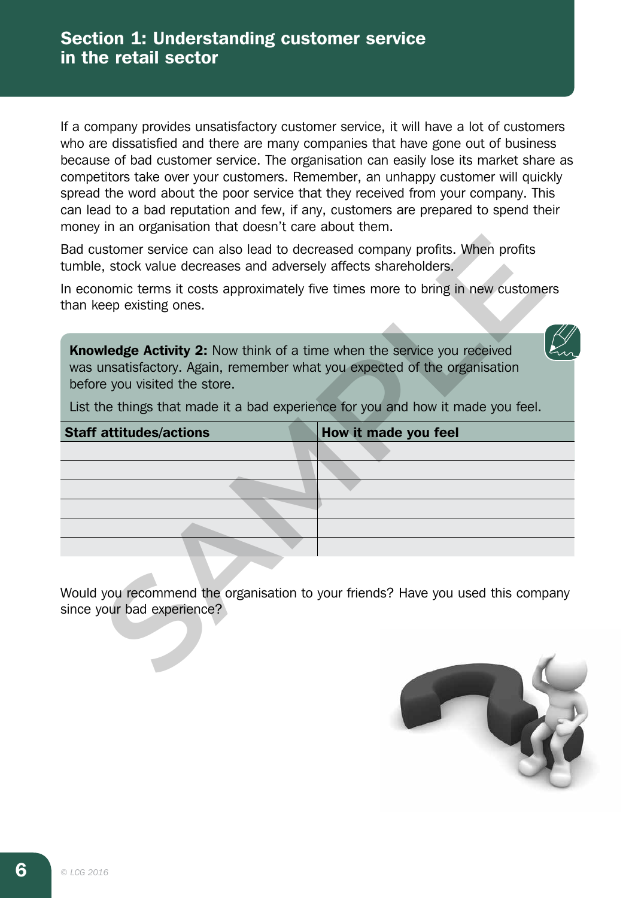## Section 1: Understanding customer service in the retail sector

If a company provides unsatisfactory customer service, it will have a lot of customers who are dissatisfied and there are many companies that have gone out of business because of bad customer service. The organisation can easily lose its market share as competitors take over your customers. Remember, an unhappy customer will quickly spread the word about the poor service that they received from your company. This can lead to a bad reputation and few, if any, customers are prepared to spend their money in an organisation that doesn't care about them.

Bad customer service can also lead to decreased company profits. When profits tumble, stock value decreases and adversely affects shareholders.

In economic terms it costs approximately five times more to bring in new customers than keep existing ones.

**Knowledge Activity 2:** Now think of a time when the service you received was unsatisfactory. Again, remember what you expected of the organisation before you visited the store.

List the things that made it a bad experience for you and how it made you feel.

| Staff attitudes/actions | How it made you feel |
|---|---|
| | |
| | |
| | |
| | |
| | |
| | |

Would you recommend the organisation to your friends? Have you used this company since your bad experience?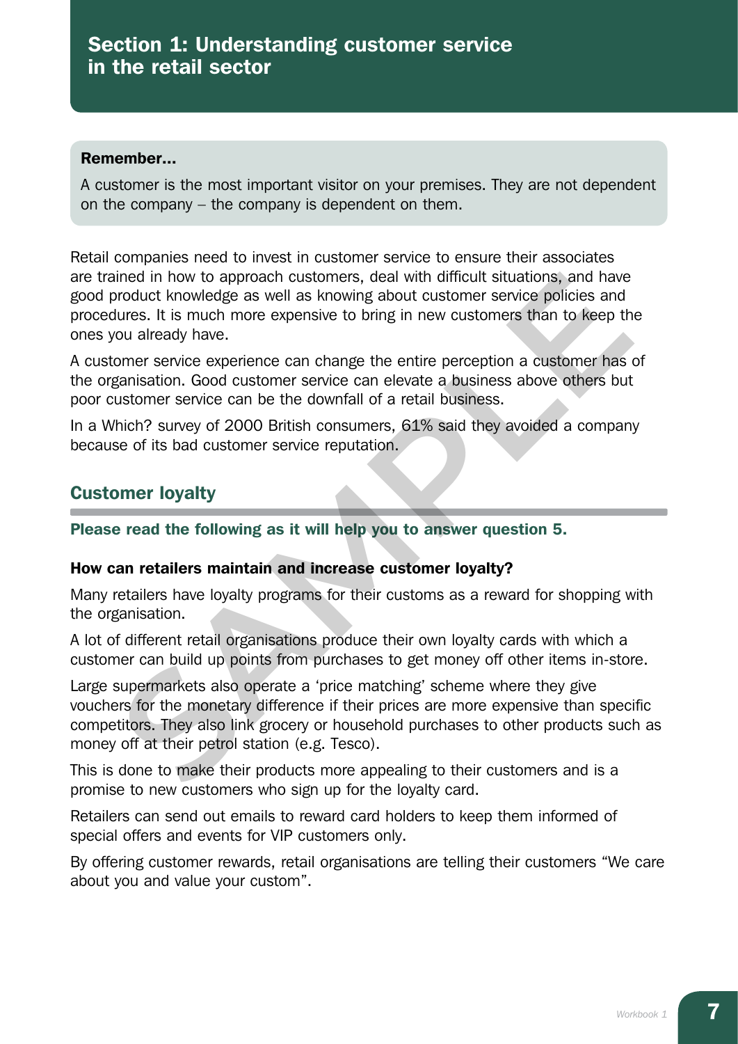# Section 1: Understanding customer service in the retail sector

**Remember…**

A customer is the most important visitor on your premises. They are not dependent on the company – the company is dependent on them.

Retail companies need to invest in customer service to ensure their associates are trained in how to approach customers, deal with difficult situations, and have good product knowledge as well as knowing about customer service policies and procedures. It is much more expensive to bring in new customers than to keep the ones you already have.

A customer service experience can change the entire perception a customer has of the organisation. Good customer service can elevate a business above others but poor customer service can be the downfall of a retail business.

In a Which? survey of 2000 British consumers, 61% said they avoided a company because of its bad customer service reputation.

## Customer loyalty

**Please read the following as it will help you to answer question 5.**

### How can retailers maintain and increase customer loyalty?

Many retailers have loyalty programs for their customs as a reward for shopping with the organisation.

A lot of different retail organisations produce their own loyalty cards with which a customer can build up points from purchases to get money off other items in-store.

Large supermarkets also operate a 'price matching' scheme where they give vouchers for the monetary difference if their prices are more expensive than specific competitors. They also link grocery or household purchases to other products such as money off at their petrol station (e.g. Tesco).

This is done to make their products more appealing to their customers and is a promise to new customers who sign up for the loyalty card.

Retailers can send out emails to reward card holders to keep them informed of special offers and events for VIP customers only.

By offering customer rewards, retail organisations are telling their customers "We care about you and value your custom".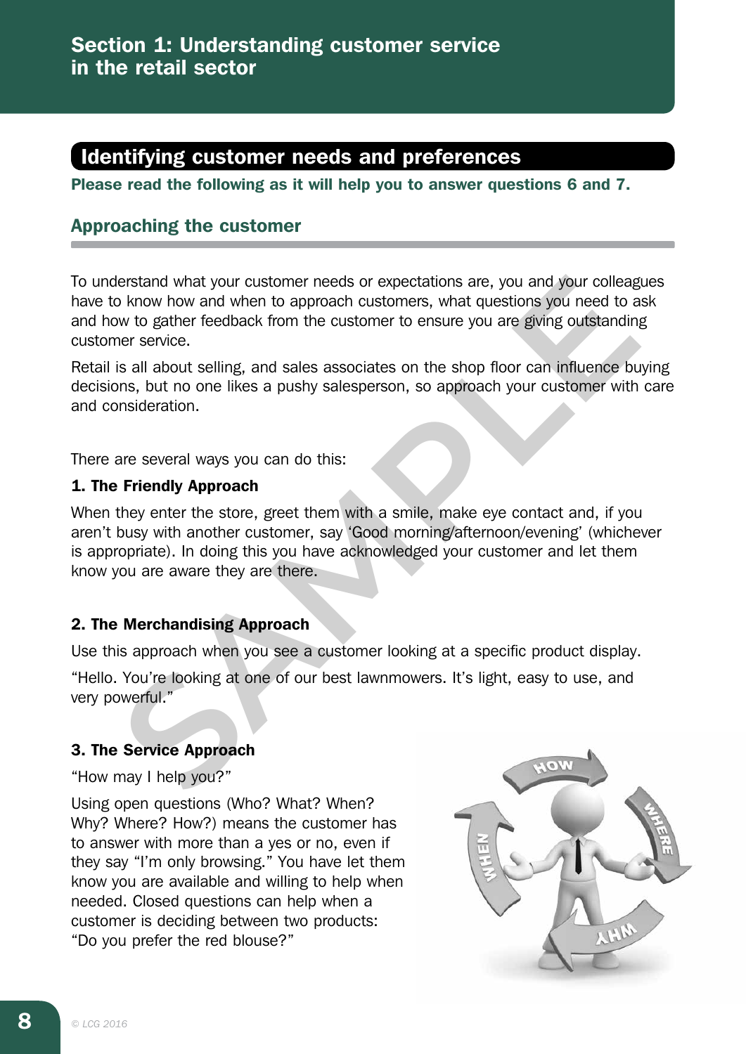# Section 1: Understanding customer service in the retail sector

## Identifying customer needs and preferences

**Please read the following as it will help you to answer questions 6 and 7.**

### Approaching the customer

To understand what your customer needs or expectations are, you and your colleagues have to know how and when to approach customers, what questions you need to ask and how to gather feedback from the customer to ensure you are giving outstanding customer service.

Retail is all about selling, and sales associates on the shop floor can influence buying decisions, but no one likes a pushy salesperson, so approach your customer with care and consideration.

There are several ways you can do this:

**1. The Friendly Approach**

When they enter the store, greet them with a smile, make eye contact and, if you aren't busy with another customer, say 'Good morning/afternoon/evening' (whichever is appropriate). In doing this you have acknowledged your customer and let them know you are aware they are there.

**2. The Merchandising Approach**

Use this approach when you see a customer looking at a specific product display.

"Hello. You're looking at one of our best lawnmowers. It's light, easy to use, and very powerful."

**3. The Service Approach**

"How may I help you?"

Using open questions (Who? What? When? Why? Where? How?) means the customer has to answer with more than a yes or no, even if they say "I'm only browsing." You have let them know you are available and willing to help when needed. Closed questions can help when a customer is deciding between two products: "Do you prefer the red blouse?"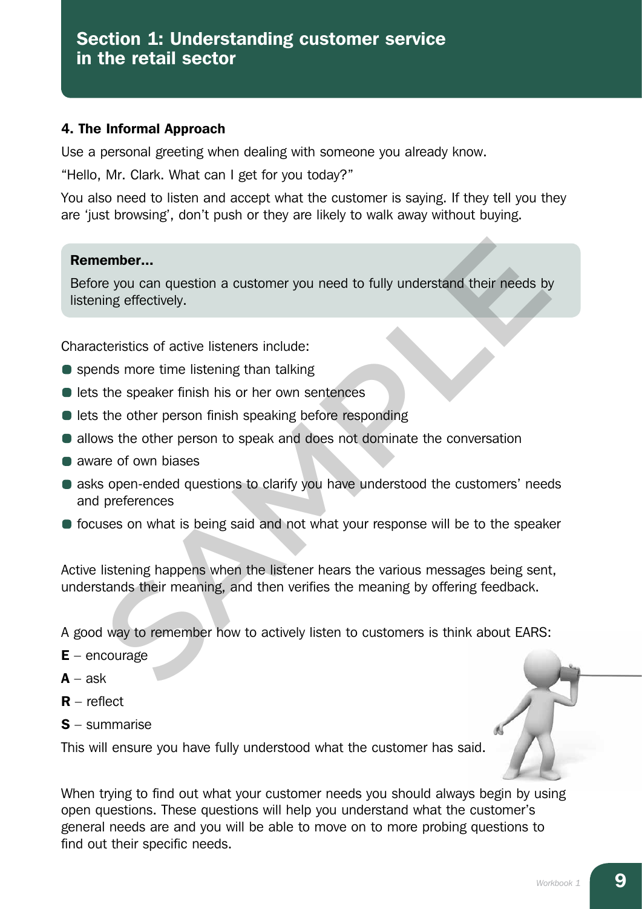## 4. The Informal Approach

Use a personal greeting when dealing with someone you already know.

"Hello, Mr. Clark. What can I get for you today?"

You also need to listen and accept what the customer is saying. If they tell you they are 'just browsing', don't push or they are likely to walk away without buying.

> **Remember…**
>
> Before you can question a customer you need to fully understand their needs by listening effectively.

Characteristics of active listeners include:

- spends more time listening than talking
- lets the speaker finish his or her own sentences
- lets the other person finish speaking before responding
- allows the other person to speak and does not dominate the conversation
- aware of own biases
- asks open-ended questions to clarify you have understood the customers' needs and preferences
- focuses on what is being said and not what your response will be to the speaker

Active listening happens when the listener hears the various messages being sent, understands their meaning, and then verifies the meaning by offering feedback.

A good way to remember how to actively listen to customers is think about EARS:

**E** – encourage

**A** – ask

**R** – reflect

**S** – summarise

This will ensure you have fully understood what the customer has said.

When trying to find out what your customer needs you should always begin by using open questions. These questions will help you understand what the customer's general needs are and you will be able to move on to more probing questions to find out their specific needs.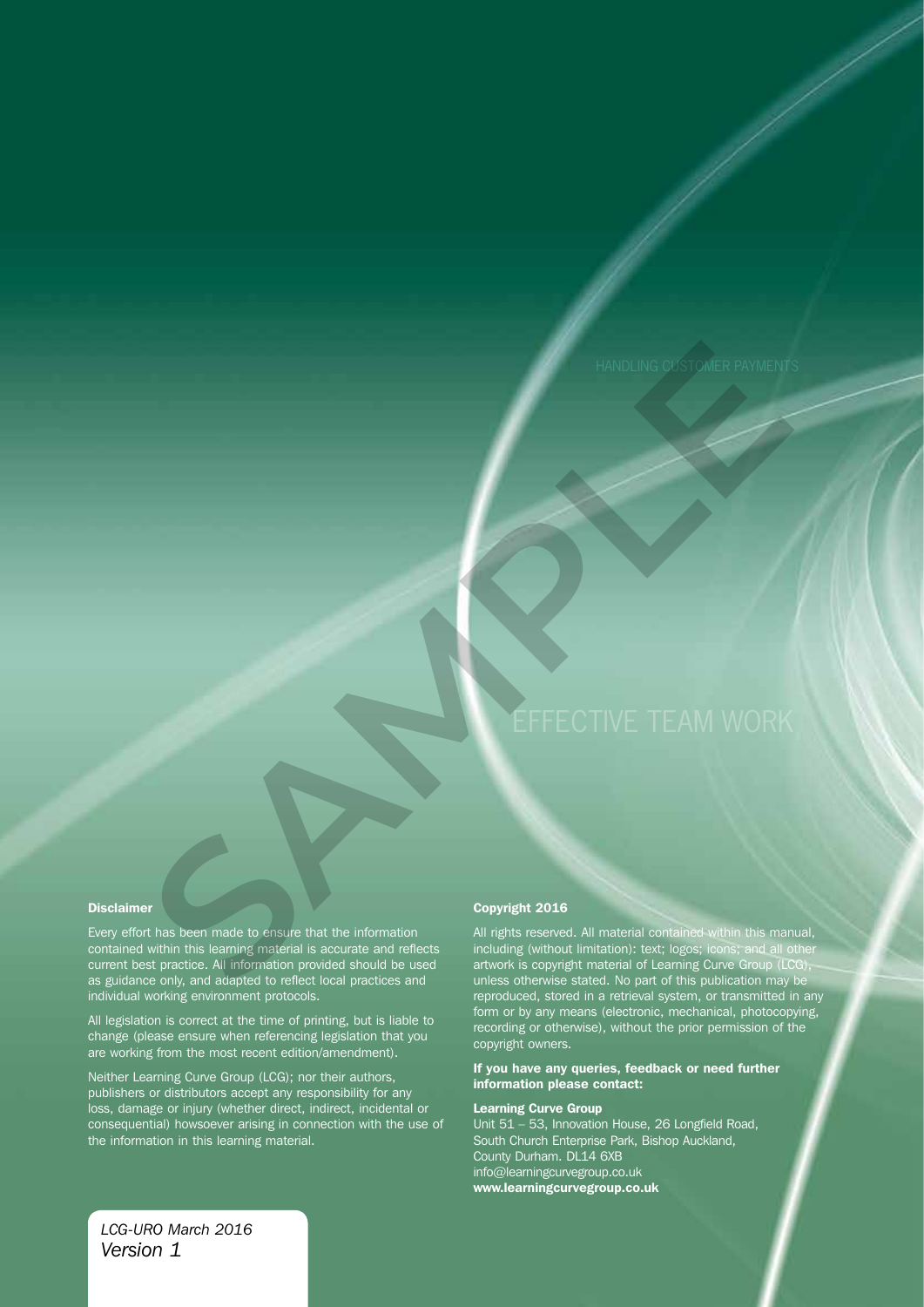HANDLING CUSTOMER PAYMENTS

EFFECTIVE TEAM WORK

SAMPLE

**Disclaimer**

Every effort has been made to ensure that the information contained within this learning material is accurate and reflects current best practice. All information provided should be used as guidance only, and adapted to reflect local practices and individual working environment protocols.

All legislation is correct at the time of printing, but is liable to change (please ensure when referencing legislation that you are working from the most recent edition/amendment).

Neither Learning Curve Group (LCG); nor their authors, publishers or distributors accept any responsibility for any loss, damage or injury (whether direct, indirect, incidental or consequential) howsoever arising in connection with the use of the information in this learning material.

**Copyright 2016**

All rights reserved. All material contained within this manual, including (without limitation): text; logos; icons; and all other artwork is copyright material of Learning Curve Group (LCG), unless otherwise stated. No part of this publication may be reproduced, stored in a retrieval system, or transmitted in any form or by any means (electronic, mechanical, photocopying, recording or otherwise), without the prior permission of the copyright owners.

**If you have any queries, feedback or need further information please contact:**

**Learning Curve Group**
Unit 51 – 53, Innovation House, 26 Longfield Road,
South Church Enterprise Park, Bishop Auckland,
County Durham. DL14 6XB
info@learningcurvegroup.co.uk
**www.learningcurvegroup.co.uk**

*LCG-URO March 2016*
*Version 1*